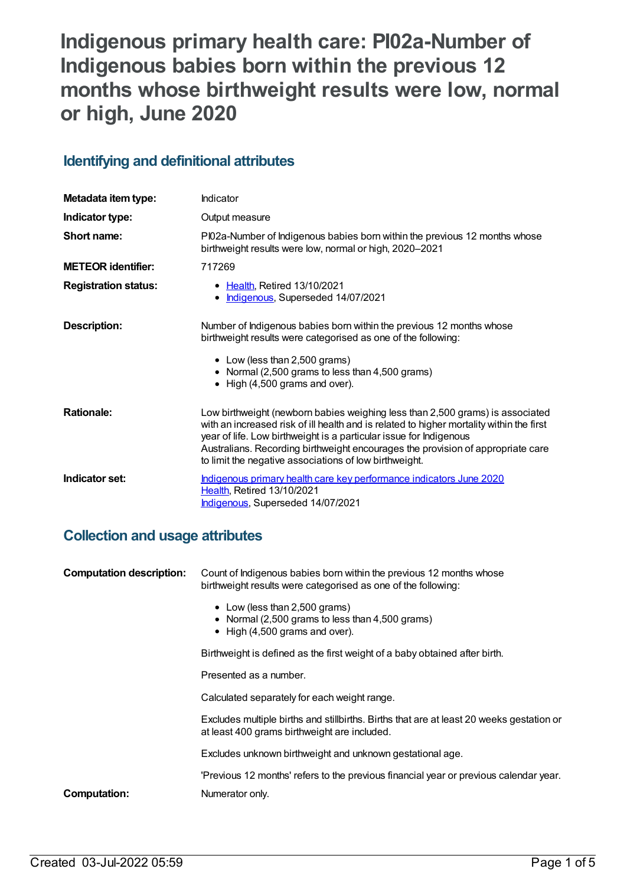# Indigenous primary health care: PI02a-Number of Indigenous babies born within the previous 12 months whose birthweight results were low, normal or high, June 2020

## Identifying and definitional attributes

| | |
|---|---|
| **Metadata item type:** | Indicator |
| **Indicator type:** | Output measure |
| **Short name:** | PI02a-Number of Indigenous babies born within the previous 12 months whose birthweight results were low, normal or high, 2020–2021 |
| **METEOR identifier:** | 717269 |
| **Registration status:** | • Health, Retired 13/10/2021<br>• Indigenous, Superseded 14/07/2021 |
| **Description:** | Number of Indigenous babies born within the previous 12 months whose birthweight results were categorised as one of the following:<br>• Low (less than 2,500 grams)<br>• Normal (2,500 grams to less than 4,500 grams)<br>• High (4,500 grams and over). |
| **Rationale:** | Low birthweight (newborn babies weighing less than 2,500 grams) is associated with an increased risk of ill health and is related to higher mortality within the first year of life. Low birthweight is a particular issue for Indigenous Australians. Recording birthweight encourages the provision of appropriate care to limit the negative associations of low birthweight. |
| **Indicator set:** | Indigenous primary health care key performance indicators June 2020<br>Health, Retired 13/10/2021<br>Indigenous, Superseded 14/07/2021 |

## Collection and usage attributes

| | |
|---|---|
| **Computation description:** | Count of Indigenous babies born within the previous 12 months whose birthweight results were categorised as one of the following:<br>• Low (less than 2,500 grams)<br>• Normal (2,500 grams to less than 4,500 grams)<br>• High (4,500 grams and over).<br><br>Birthweight is defined as the first weight of a baby obtained after birth.<br><br>Presented as a number.<br><br>Calculated separately for each weight range.<br><br>Excludes multiple births and stillbirths. Births that are at least 20 weeks gestation or at least 400 grams birthweight are included.<br><br>Excludes unknown birthweight and unknown gestational age.<br><br>'Previous 12 months' refers to the previous financial year or previous calendar year. |
| **Computation:** | Numerator only. |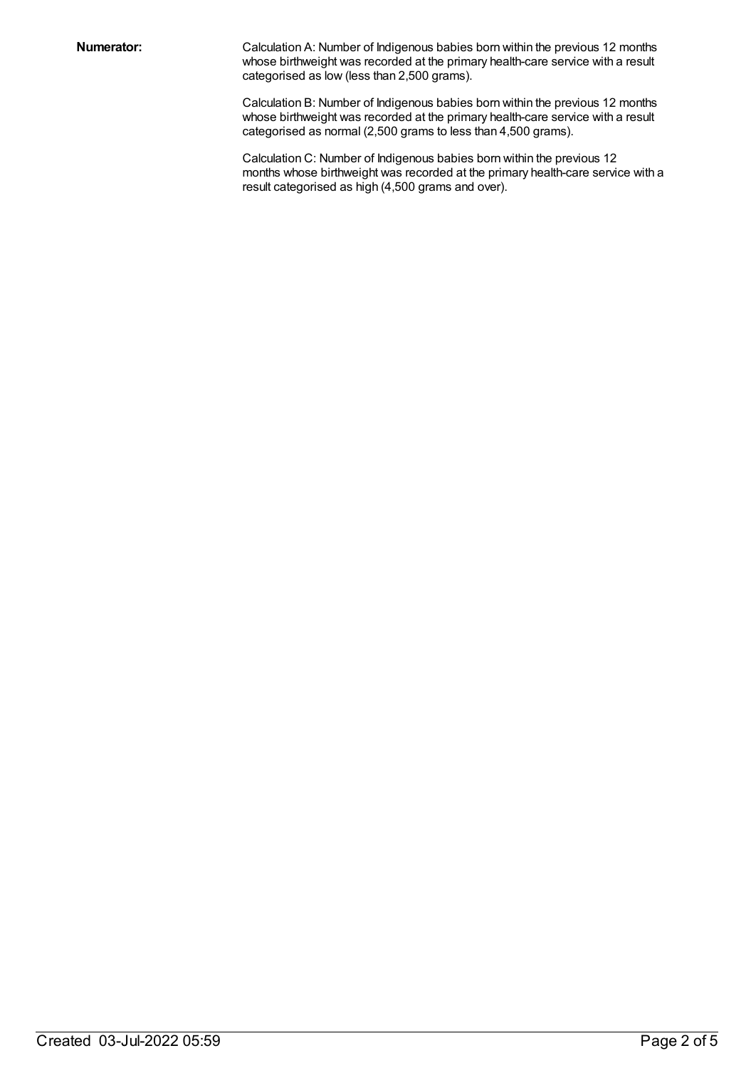**Numerator:**

Calculation A: Number of Indigenous babies born within the previous 12 months whose birthweight was recorded at the primary health-care service with a result categorised as low (less than 2,500 grams).

Calculation B: Number of Indigenous babies born within the previous 12 months whose birthweight was recorded at the primary health-care service with a result categorised as normal (2,500 grams to less than 4,500 grams).

Calculation C: Number of Indigenous babies born within the previous 12 months whose birthweight was recorded at the primary health-care service with a result categorised as high (4,500 grams and over).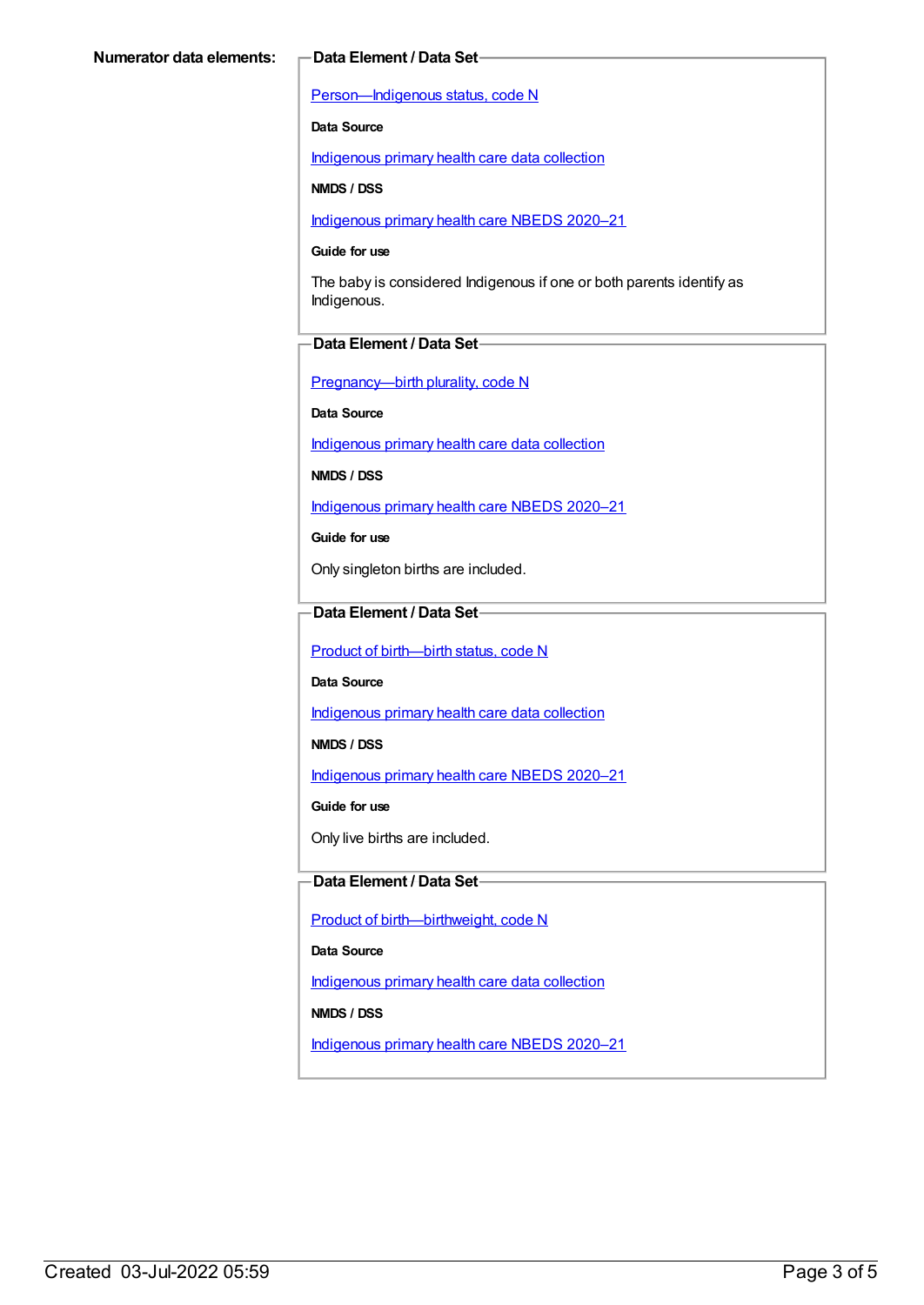**Numerator data elements:**

**Data Element / Data Set**

Person—Indigenous status, code N

**Data Source**

Indigenous primary health care data collection

**NMDS / DSS**

Indigenous primary health care NBEDS 2020–21

**Guide for use**

The baby is considered Indigenous if one or both parents identify as Indigenous.

**Data Element / Data Set**

Pregnancy—birth plurality, code N

**Data Source**

Indigenous primary health care data collection

**NMDS / DSS**

Indigenous primary health care NBEDS 2020–21

**Guide for use**

Only singleton births are included.

**Data Element / Data Set**

Product of birth—birth status, code N

**Data Source**

Indigenous primary health care data collection

**NMDS / DSS**

Indigenous primary health care NBEDS 2020–21

**Guide for use**

Only live births are included.

**Data Element / Data Set**

Product of birth—birthweight, code N

**Data Source**

Indigenous primary health care data collection

**NMDS / DSS**

Indigenous primary health care NBEDS 2020–21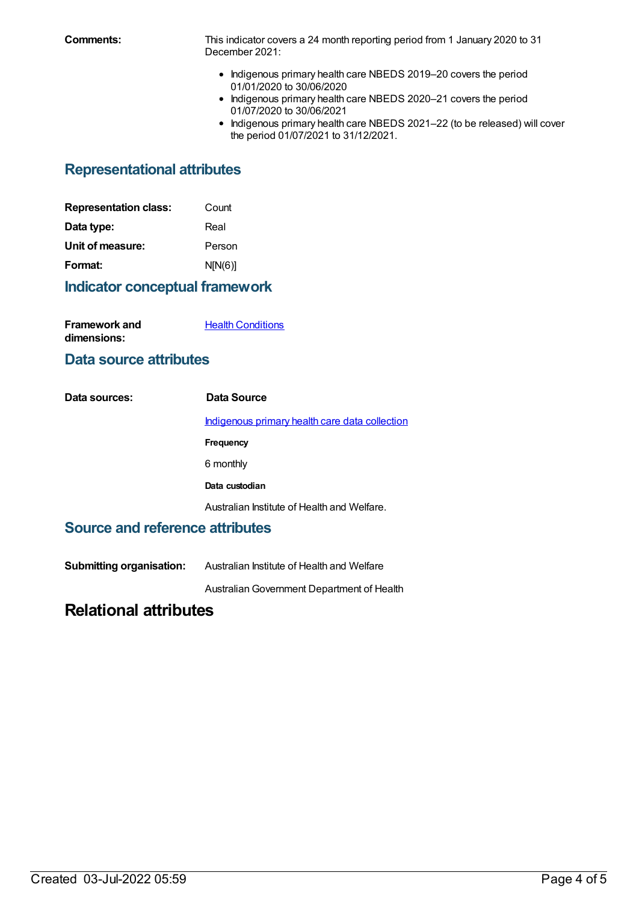**Comments:** This indicator covers a 24 month reporting period from 1 January 2020 to 31 December 2021:

- Indigenous primary health care NBEDS 2019–20 covers the period 01/01/2020 to 30/06/2020
- Indigenous primary health care NBEDS 2020–21 covers the period 01/07/2020 to 30/06/2021
- Indigenous primary health care NBEDS 2021–22 (to be released) will cover the period 01/07/2021 to 31/12/2021.

## Representational attributes

**Representation class:** Count

**Data type:** Real

**Unit of measure:** Person

**Format:** N[N(6)]

## Indicator conceptual framework

**Framework and dimensions:** Health Conditions

## Data source attributes

**Data sources:** **Data Source**

Indigenous primary health care data collection

**Frequency**

6 monthly

**Data custodian**

Australian Institute of Health and Welfare.

## Source and reference attributes

**Submitting organisation:** Australian Institute of Health and Welfare

Australian Government Department of Health

# Relational attributes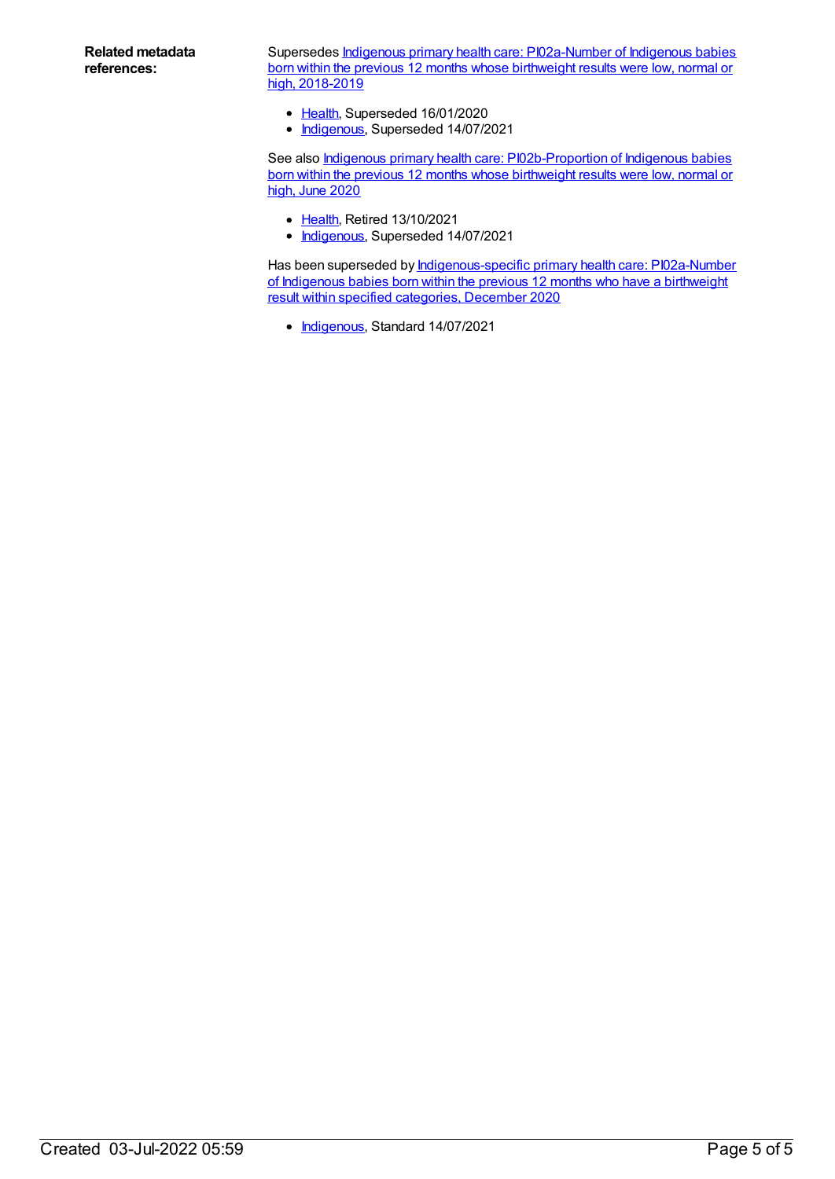**Related metadata references:**

Supersedes Indigenous primary health care: PI02a-Number of Indigenous babies born within the previous 12 months whose birthweight results were low, normal or high, 2018-2019

- Health, Superseded 16/01/2020
- Indigenous, Superseded 14/07/2021

See also Indigenous primary health care: PI02b-Proportion of Indigenous babies born within the previous 12 months whose birthweight results were low, normal or high, June 2020

- Health, Retired 13/10/2021
- Indigenous, Superseded 14/07/2021

Has been superseded by Indigenous-specific primary health care: PI02a-Number of Indigenous babies born within the previous 12 months who have a birthweight result within specified categories, December 2020

- Indigenous, Standard 14/07/2021